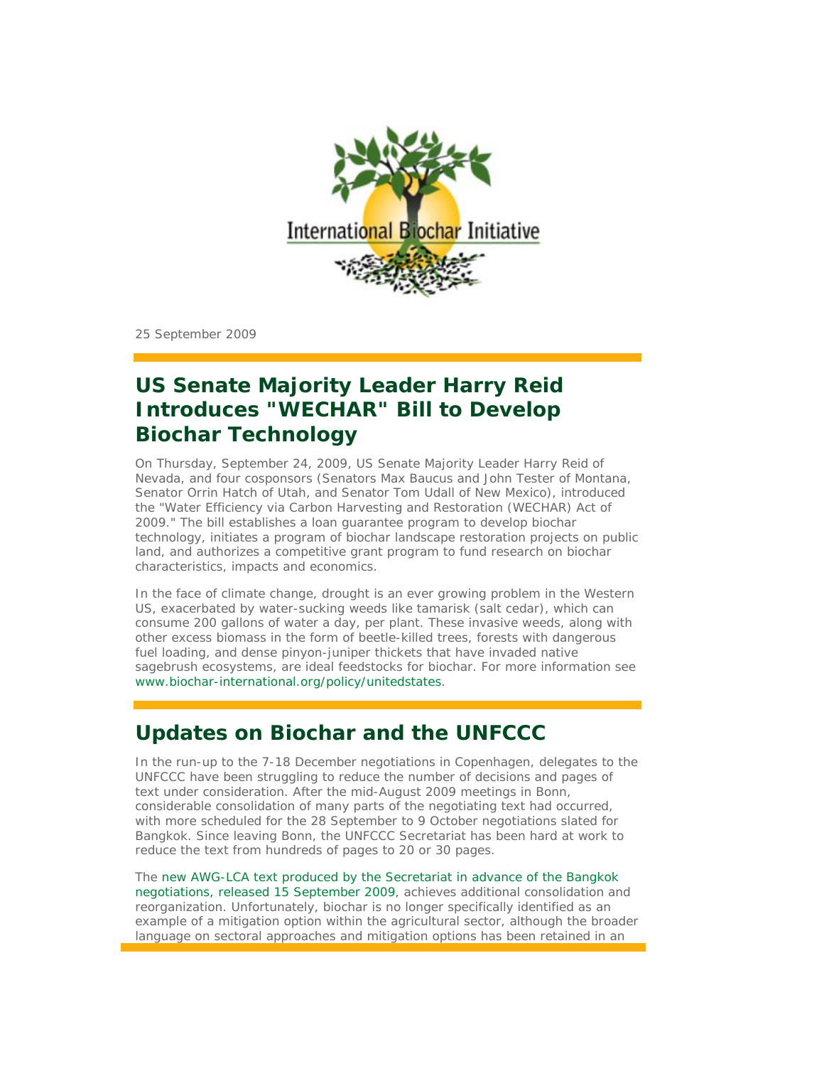International Biochar Initiative

25 September 2009

## US Senate Majority Leader Harry Reid Introduces "WECHAR" Bill to Develop Biochar Technology

On Thursday, September 24, 2009, US Senate Majority Leader Harry Reid of Nevada, and four cosponsors (Senators Max Baucus and John Tester of Montana, Senator Orrin Hatch of Utah, and Senator Tom Udall of New Mexico), introduced the "Water Efficiency via Carbon Harvesting and Restoration (WECHAR) Act of 2009." The bill establishes a loan guarantee program to develop biochar technology, initiates a program of biochar landscape restoration projects on public land, and authorizes a competitive grant program to fund research on biochar characteristics, impacts and economics.

In the face of climate change, drought is an ever growing problem in the Western US, exacerbated by water-sucking weeds like tamarisk (salt cedar), which can consume 200 gallons of water a day, per plant. These invasive weeds, along with other excess biomass in the form of beetle-killed trees, forests with dangerous fuel loading, and dense pinyon-juniper thickets that have invaded native sagebrush ecosystems, are ideal feedstocks for biochar. For more information see www.biochar-international.org/policy/unitedstates.

## Updates on Biochar and the UNFCCC

In the run-up to the 7-18 December negotiations in Copenhagen, delegates to the UNFCCC have been struggling to reduce the number of decisions and pages of text under consideration. After the mid-August 2009 meetings in Bonn, considerable consolidation of many parts of the negotiating text had occurred, with more scheduled for the 28 September to 9 October negotiations slated for Bangkok. Since leaving Bonn, the UNFCCC Secretariat has been hard at work to reduce the text from hundreds of pages to 20 or 30 pages.

The new AWG-LCA text produced by the Secretariat in advance of the Bangkok negotiations, released 15 September 2009, achieves additional consolidation and reorganization. Unfortunately, biochar is no longer specifically identified as an example of a mitigation option within the agricultural sector, although the broader language on sectoral approaches and mitigation options has been retained in an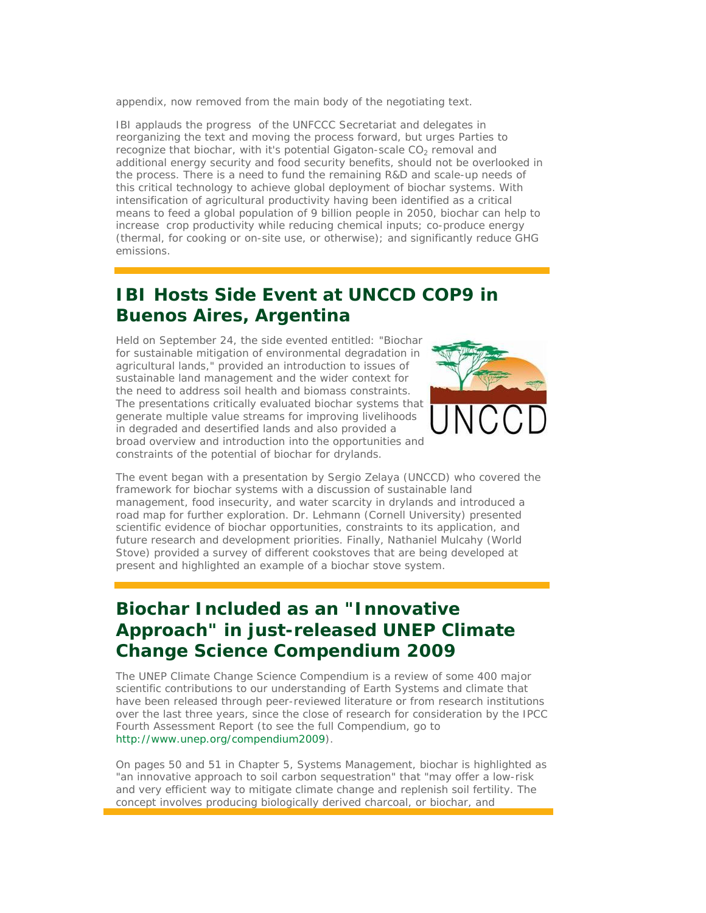appendix, now removed from the main body of the negotiating text.

IBI applauds the progress of the UNFCCC Secretariat and delegates in reorganizing the text and moving the process forward, but urges Parties to recognize that biochar, with it's potential Gigaton-scale $CO_2$ removal and additional energy security and food security benefits, should not be overlooked in the process. There is a need to fund the remaining R&D and scale-up needs of this critical technology to achieve global deployment of biochar systems. With intensification of agricultural productivity having been identified as a critical means to feed a global population of 9 billion people in 2050, biochar can help to increase crop productivity while reducing chemical inputs; co-produce energy (thermal, for cooking or on-site use, or otherwise); and significantly reduce GHG emissions.

## IBI Hosts Side Event at UNCCD COP9 in Buenos Aires, Argentina

Held on September 24, the side evented entitled: "Biochar for sustainable mitigation of environmental degradation in agricultural lands," provided an introduction to issues of sustainable land management and the wider context for the need to address soil health and biomass constraints. The presentations critically evaluated biochar systems that generate multiple value streams for improving livelihoods in degraded and desertified lands and also provided a broad overview and introduction into the opportunities and constraints of the potential of biochar for drylands.

The event began with a presentation by Sergio Zelaya (UNCCD) who covered the framework for biochar systems with a discussion of sustainable land management, food insecurity, and water scarcity in drylands and introduced a road map for further exploration. Dr. Lehmann (Cornell University) presented scientific evidence of biochar opportunities, constraints to its application, and future research and development priorities. Finally, Nathaniel Mulcahy (World Stove) provided a survey of different cookstoves that are being developed at present and highlighted an example of a biochar stove system.

## Biochar Included as an "Innovative Approach" in just-released UNEP Climate Change Science Compendium 2009

The UNEP Climate Change Science Compendium is a review of some 400 major scientific contributions to our understanding of Earth Systems and climate that have been released through peer-reviewed literature or from research institutions over the last three years, since the close of research for consideration by the IPCC Fourth Assessment Report (to see the full Compendium, go to http://www.unep.org/compendium2009).

On pages 50 and 51 in Chapter 5, Systems Management, biochar is highlighted as "an innovative approach to soil carbon sequestration" that "may offer a low-risk and very efficient way to mitigate climate change and replenish soil fertility. The concept involves producing biologically derived charcoal, or biochar, and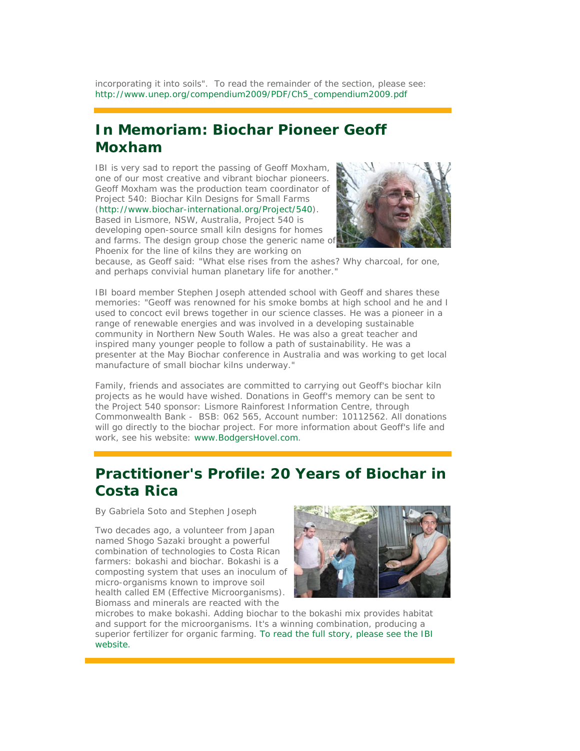incorporating it into soils". To read the remainder of the section, please see: http://www.unep.org/compendium2009/PDF/Ch5_compendium2009.pdf

## In Memoriam: Biochar Pioneer Geoff Moxham

IBI is very sad to report the passing of Geoff Moxham, one of our most creative and vibrant biochar pioneers. Geoff Moxham was the production team coordinator of Project 540: Biochar Kiln Designs for Small Farms (http://www.biochar-international.org/Project/540). Based in Lismore, NSW, Australia, Project 540 is developing open-source small kiln designs for homes and farms. The design group chose the generic name of Phoenix for the line of kilns they are working on because, as Geoff said: "What else rises from the ashes? Why charcoal, for one, and perhaps convivial human planetary life for another."

IBI board member Stephen Joseph attended school with Geoff and shares these memories: "Geoff was renowned for his smoke bombs at high school and he and I used to concoct evil brews together in our science classes. He was a pioneer in a range of renewable energies and was involved in a developing sustainable community in Northern New South Wales. He was also a great teacher and inspired many younger people to follow a path of sustainability. He was a presenter at the May Biochar conference in Australia and was working to get local manufacture of small biochar kilns underway."

Family, friends and associates are committed to carrying out Geoff's biochar kiln projects as he would have wished. Donations in Geoff's memory can be sent to the Project 540 sponsor: Lismore Rainforest Information Centre, through Commonwealth Bank - BSB: 062 565, Account number: 10112562. All donations will go directly to the biochar project. For more information about Geoff's life and work, see his website: www.BodgersHovel.com.

## Practitioner's Profile: 20 Years of Biochar in Costa Rica

By Gabriela Soto and Stephen Joseph

Two decades ago, a volunteer from Japan named Shogo Sazaki brought a powerful combination of technologies to Costa Rican farmers: bokashi and biochar. Bokashi is a composting system that uses an inoculum of micro-organisms known to improve soil health called EM (Effective Microorganisms). Biomass and minerals are reacted with the microbes to make bokashi. Adding biochar to the bokashi mix provides habitat and support for the microorganisms. It's a winning combination, producing a superior fertilizer for organic farming. To read the full story, please see the IBI website.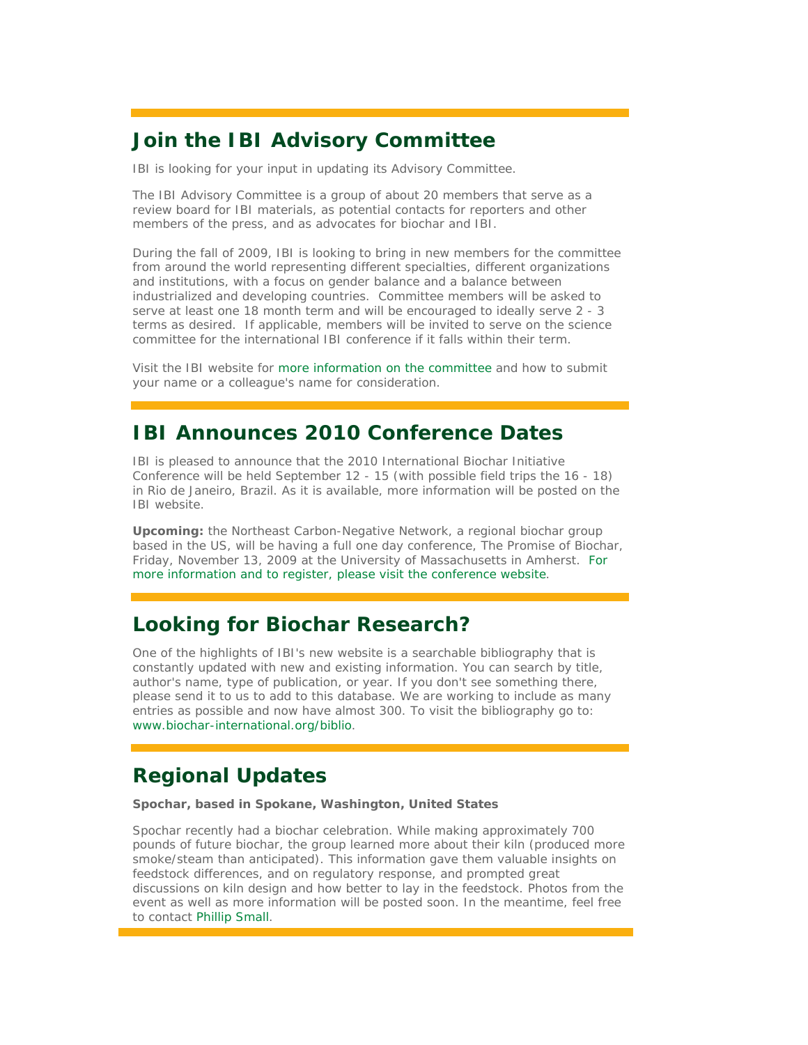## Join the IBI Advisory Committee

IBI is looking for your input in updating its Advisory Committee.

The IBI Advisory Committee is a group of about 20 members that serve as a review board for IBI materials, as potential contacts for reporters and other members of the press, and as advocates for biochar and IBI.

During the fall of 2009, IBI is looking to bring in new members for the committee from around the world representing different specialties, different organizations and institutions, with a focus on gender balance and a balance between industrialized and developing countries. Committee members will be asked to serve at least one 18 month term and will be encouraged to ideally serve 2 - 3 terms as desired. If applicable, members will be invited to serve on the science committee for the international IBI conference if it falls within their term.

Visit the IBI website for more information on the committee and how to submit your name or a colleague's name for consideration.

## IBI Announces 2010 Conference Dates

IBI is pleased to announce that the 2010 International Biochar Initiative Conference will be held September 12 - 15 (with possible field trips the 16 - 18) in Rio de Janeiro, Brazil. As it is available, more information will be posted on the IBI website.

**Upcoming:** the Northeast Carbon-Negative Network, a regional biochar group based in the US, will be having a full one day conference, The Promise of Biochar, Friday, November 13, 2009 at the University of Massachusetts in Amherst. For more information and to register, please visit the conference website.

## Looking for Biochar Research?

One of the highlights of IBI's new website is a searchable bibliography that is constantly updated with new and existing information. You can search by title, author's name, type of publication, or year. If you don't see something there, please send it to us to add to this database. We are working to include as many entries as possible and now have almost 300. To visit the bibliography go to: www.biochar-international.org/biblio.

## Regional Updates

**Spochar, based in Spokane, Washington, United States**

Spochar recently had a biochar celebration. While making approximately 700 pounds of future biochar, the group learned more about their kiln (produced more smoke/steam than anticipated). This information gave them valuable insights on feedstock differences, and on regulatory response, and prompted great discussions on kiln design and how better to lay in the feedstock. Photos from the event as well as more information will be posted soon. In the meantime, feel free to contact Phillip Small.